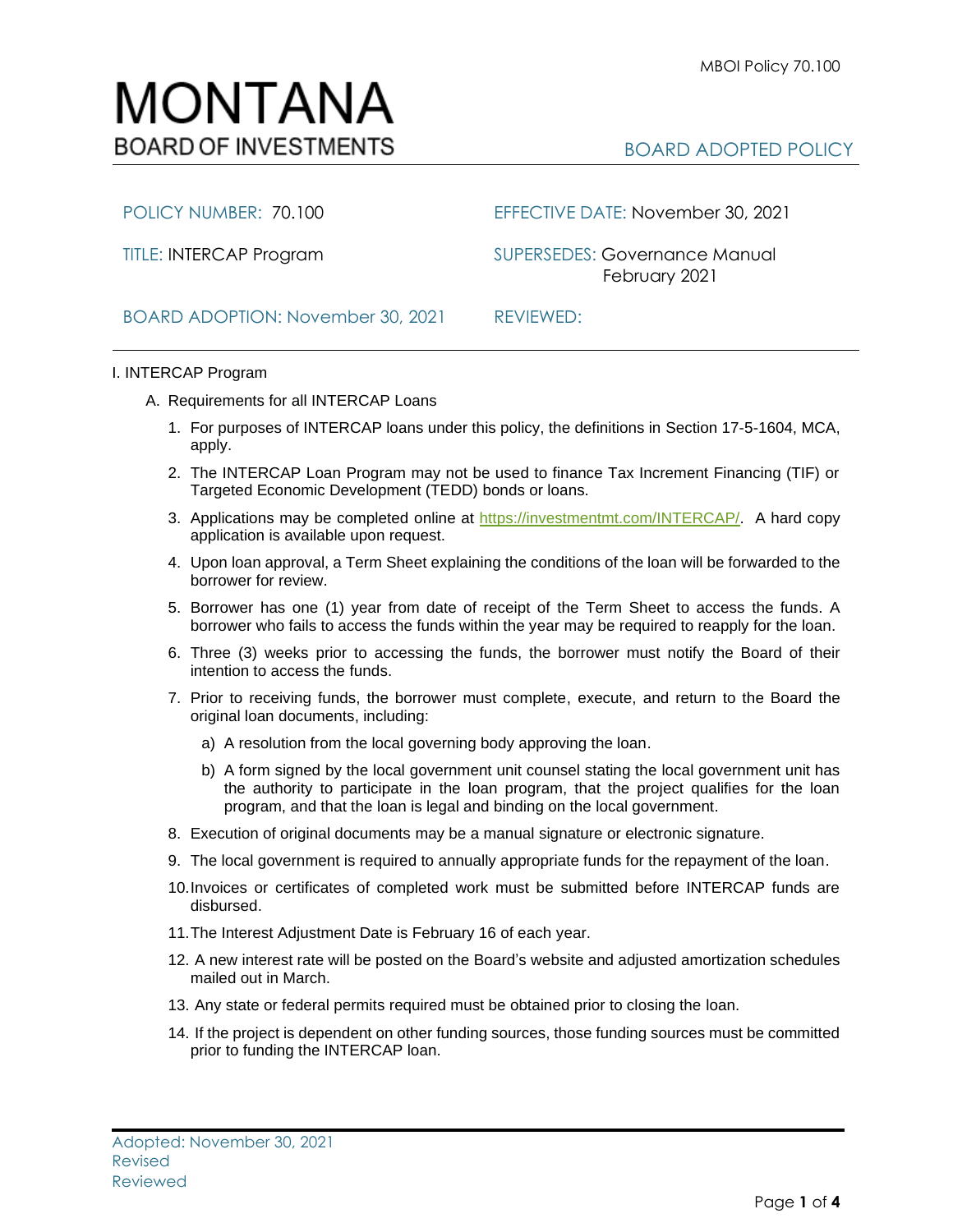# MONTANA
## BOARD OF INVESTMENTS

MBOI Policy 70.100

BOARD ADOPTED POLICY

| | |
|---|---|
| POLICY NUMBER: 70.100 | EFFECTIVE DATE: November 30, 2021 |
| TITLE: INTERCAP Program | SUPERSEDES: Governance Manual February 2021 |
| BOARD ADOPTION: November 30, 2021 | REVIEWED: |

I. INTERCAP Program

A. Requirements for all INTERCAP Loans

1. For purposes of INTERCAP loans under this policy, the definitions in Section 17-5-1604, MCA, apply.
2. The INTERCAP Loan Program may not be used to finance Tax Increment Financing (TIF) or Targeted Economic Development (TEDD) bonds or loans.
3. Applications may be completed online at https://investmentmt.com/INTERCAP/. A hard copy application is available upon request.
4. Upon loan approval, a Term Sheet explaining the conditions of the loan will be forwarded to the borrower for review.
5. Borrower has one (1) year from date of receipt of the Term Sheet to access the funds. A borrower who fails to access the funds within the year may be required to reapply for the loan.
6. Three (3) weeks prior to accessing the funds, the borrower must notify the Board of their intention to access the funds.
7. Prior to receiving funds, the borrower must complete, execute, and return to the Board the original loan documents, including:
   a) A resolution from the local governing body approving the loan.
   b) A form signed by the local government unit counsel stating the local government unit has the authority to participate in the loan program, that the project qualifies for the loan program, and that the loan is legal and binding on the local government.
8. Execution of original documents may be a manual signature or electronic signature.
9. The local government is required to annually appropriate funds for the repayment of the loan.
10. Invoices or certificates of completed work must be submitted before INTERCAP funds are disbursed.
11. The Interest Adjustment Date is February 16 of each year.
12. A new interest rate will be posted on the Board's website and adjusted amortization schedules mailed out in March.
13. Any state or federal permits required must be obtained prior to closing the loan.
14. If the project is dependent on other funding sources, those funding sources must be committed prior to funding the INTERCAP loan.

Adopted: November 30, 2021
Revised
Reviewed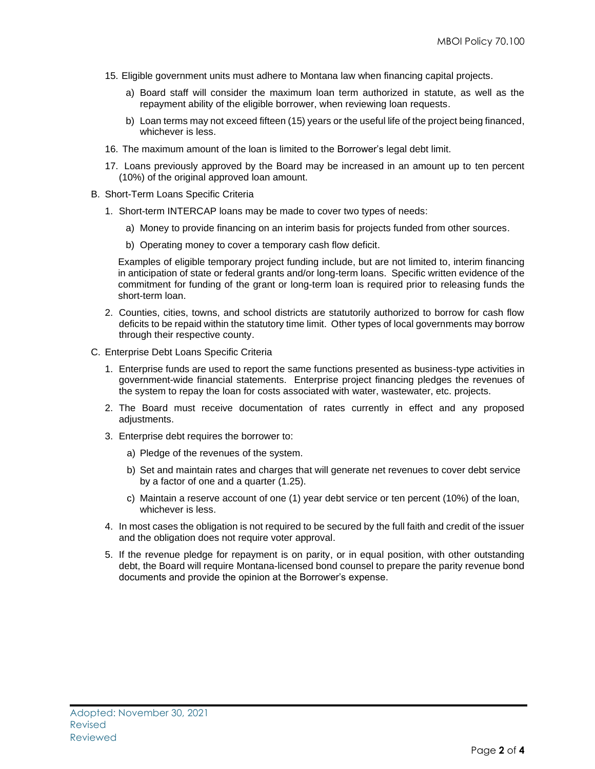15. Eligible government units must adhere to Montana law when financing capital projects.

    a) Board staff will consider the maximum loan term authorized in statute, as well as the repayment ability of the eligible borrower, when reviewing loan requests.

    b) Loan terms may not exceed fifteen (15) years or the useful life of the project being financed, whichever is less.

16. The maximum amount of the loan is limited to the Borrower's legal debt limit.

17. Loans previously approved by the Board may be increased in an amount up to ten percent (10%) of the original approved loan amount.

B. Short-Term Loans Specific Criteria

1. Short-term INTERCAP loans may be made to cover two types of needs:

    a) Money to provide financing on an interim basis for projects funded from other sources.

    b) Operating money to cover a temporary cash flow deficit.

   Examples of eligible temporary project funding include, but are not limited to, interim financing in anticipation of state or federal grants and/or long-term loans. Specific written evidence of the commitment for funding of the grant or long-term loan is required prior to releasing funds the short-term loan.

2. Counties, cities, towns, and school districts are statutorily authorized to borrow for cash flow deficits to be repaid within the statutory time limit. Other types of local governments may borrow through their respective county.

C. Enterprise Debt Loans Specific Criteria

1. Enterprise funds are used to report the same functions presented as business-type activities in government-wide financial statements. Enterprise project financing pledges the revenues of the system to repay the loan for costs associated with water, wastewater, etc. projects.

2. The Board must receive documentation of rates currently in effect and any proposed adjustments.

3. Enterprise debt requires the borrower to:

    a) Pledge of the revenues of the system.

    b) Set and maintain rates and charges that will generate net revenues to cover debt service by a factor of one and a quarter (1.25).

    c) Maintain a reserve account of one (1) year debt service or ten percent (10%) of the loan, whichever is less.

4. In most cases the obligation is not required to be secured by the full faith and credit of the issuer and the obligation does not require voter approval.

5. If the revenue pledge for repayment is on parity, or in equal position, with other outstanding debt, the Board will require Montana-licensed bond counsel to prepare the parity revenue bond documents and provide the opinion at the Borrower's expense.

Adopted: November 30, 2021
Revised
Reviewed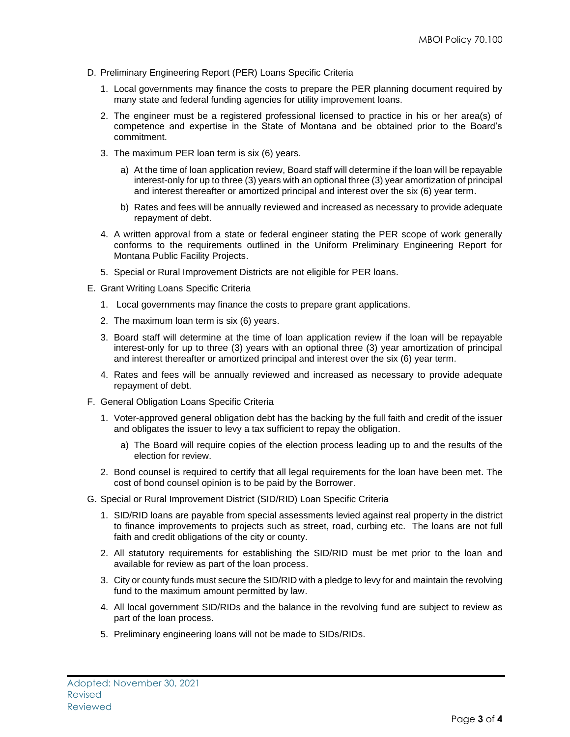D. Preliminary Engineering Report (PER) Loans Specific Criteria

1. Local governments may finance the costs to prepare the PER planning document required by many state and federal funding agencies for utility improvement loans.

2. The engineer must be a registered professional licensed to practice in his or her area(s) of competence and expertise in the State of Montana and be obtained prior to the Board's commitment.

3. The maximum PER loan term is six (6) years.

   a) At the time of loan application review, Board staff will determine if the loan will be repayable interest-only for up to three (3) years with an optional three (3) year amortization of principal and interest thereafter or amortized principal and interest over the six (6) year term.

   b) Rates and fees will be annually reviewed and increased as necessary to provide adequate repayment of debt.

4. A written approval from a state or federal engineer stating the PER scope of work generally conforms to the requirements outlined in the Uniform Preliminary Engineering Report for Montana Public Facility Projects.

5. Special or Rural Improvement Districts are not eligible for PER loans.

E. Grant Writing Loans Specific Criteria

1. Local governments may finance the costs to prepare grant applications.

2. The maximum loan term is six (6) years.

3. Board staff will determine at the time of loan application review if the loan will be repayable interest-only for up to three (3) years with an optional three (3) year amortization of principal and interest thereafter or amortized principal and interest over the six (6) year term.

4. Rates and fees will be annually reviewed and increased as necessary to provide adequate repayment of debt.

F. General Obligation Loans Specific Criteria

1. Voter-approved general obligation debt has the backing by the full faith and credit of the issuer and obligates the issuer to levy a tax sufficient to repay the obligation.

   a) The Board will require copies of the election process leading up to and the results of the election for review.

2. Bond counsel is required to certify that all legal requirements for the loan have been met. The cost of bond counsel opinion is to be paid by the Borrower.

G. Special or Rural Improvement District (SID/RID) Loan Specific Criteria

1. SID/RID loans are payable from special assessments levied against real property in the district to finance improvements to projects such as street, road, curbing etc. The loans are not full faith and credit obligations of the city or county.

2. All statutory requirements for establishing the SID/RID must be met prior to the loan and available for review as part of the loan process.

3. City or county funds must secure the SID/RID with a pledge to levy for and maintain the revolving fund to the maximum amount permitted by law.

4. All local government SID/RIDs and the balance in the revolving fund are subject to review as part of the loan process.

5. Preliminary engineering loans will not be made to SIDs/RIDs.

Adopted: November 30, 2021
Revised
Reviewed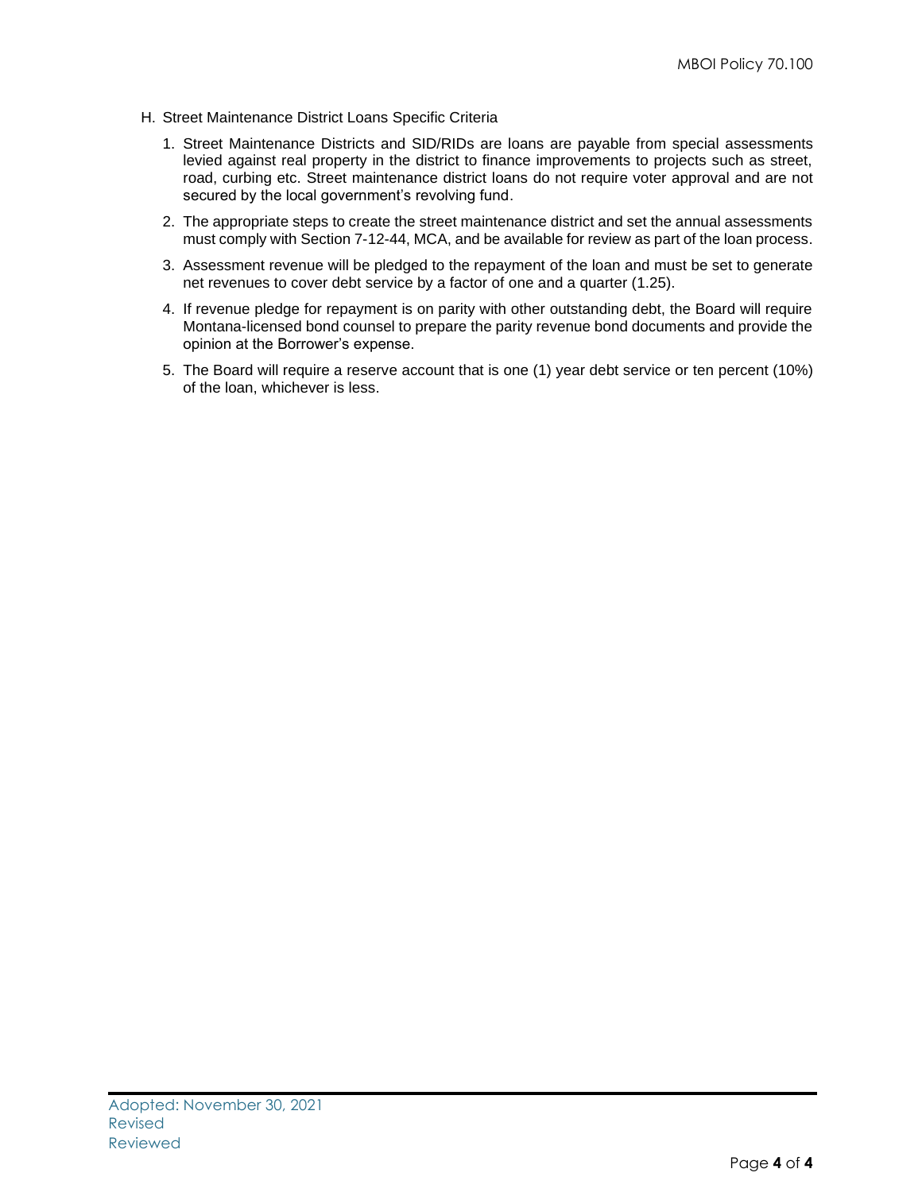H. Street Maintenance District Loans Specific Criteria

1. Street Maintenance Districts and SID/RIDs are loans are payable from special assessments levied against real property in the district to finance improvements to projects such as street, road, curbing etc. Street maintenance district loans do not require voter approval and are not secured by the local government's revolving fund.
2. The appropriate steps to create the street maintenance district and set the annual assessments must comply with Section 7-12-44, MCA, and be available for review as part of the loan process.
3. Assessment revenue will be pledged to the repayment of the loan and must be set to generate net revenues to cover debt service by a factor of one and a quarter (1.25).
4. If revenue pledge for repayment is on parity with other outstanding debt, the Board will require Montana-licensed bond counsel to prepare the parity revenue bond documents and provide the opinion at the Borrower's expense.
5. The Board will require a reserve account that is one (1) year debt service or ten percent (10%) of the loan, whichever is less.

Adopted: November 30, 2021
Revised
Reviewed